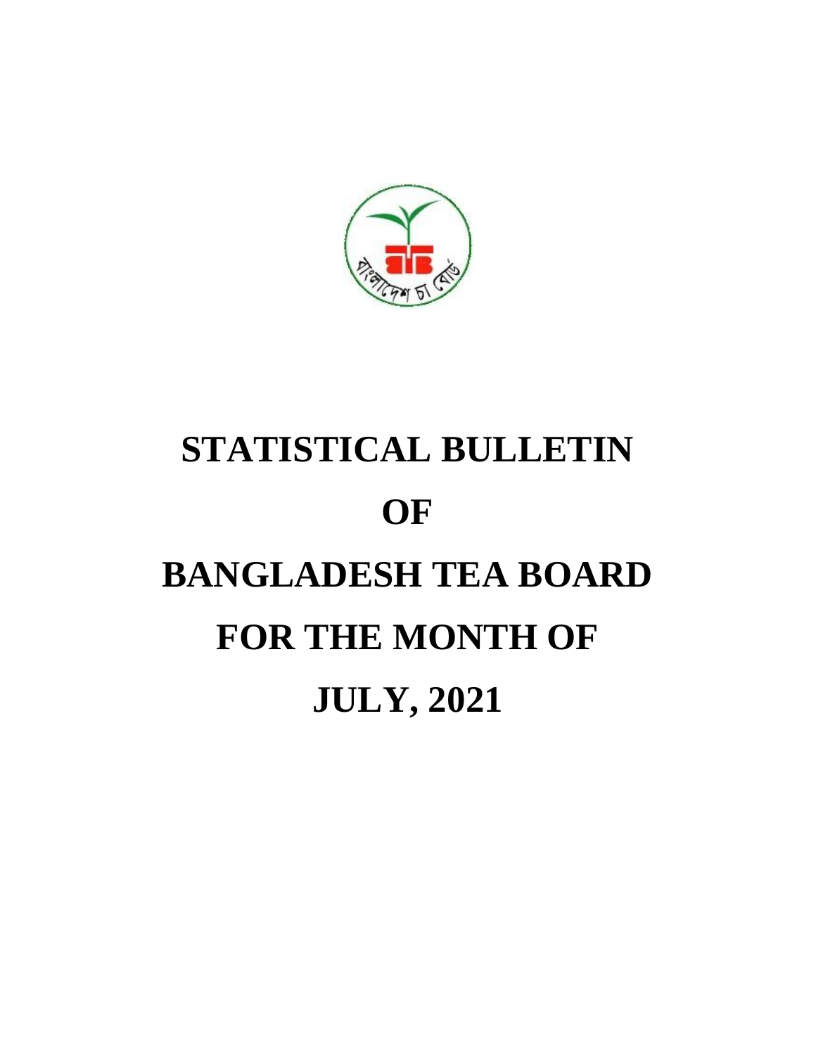# STATISTICAL BULLETIN

# OF

# BANGLADESH TEA BOARD

# FOR THE MONTH OF

# JULY, 2021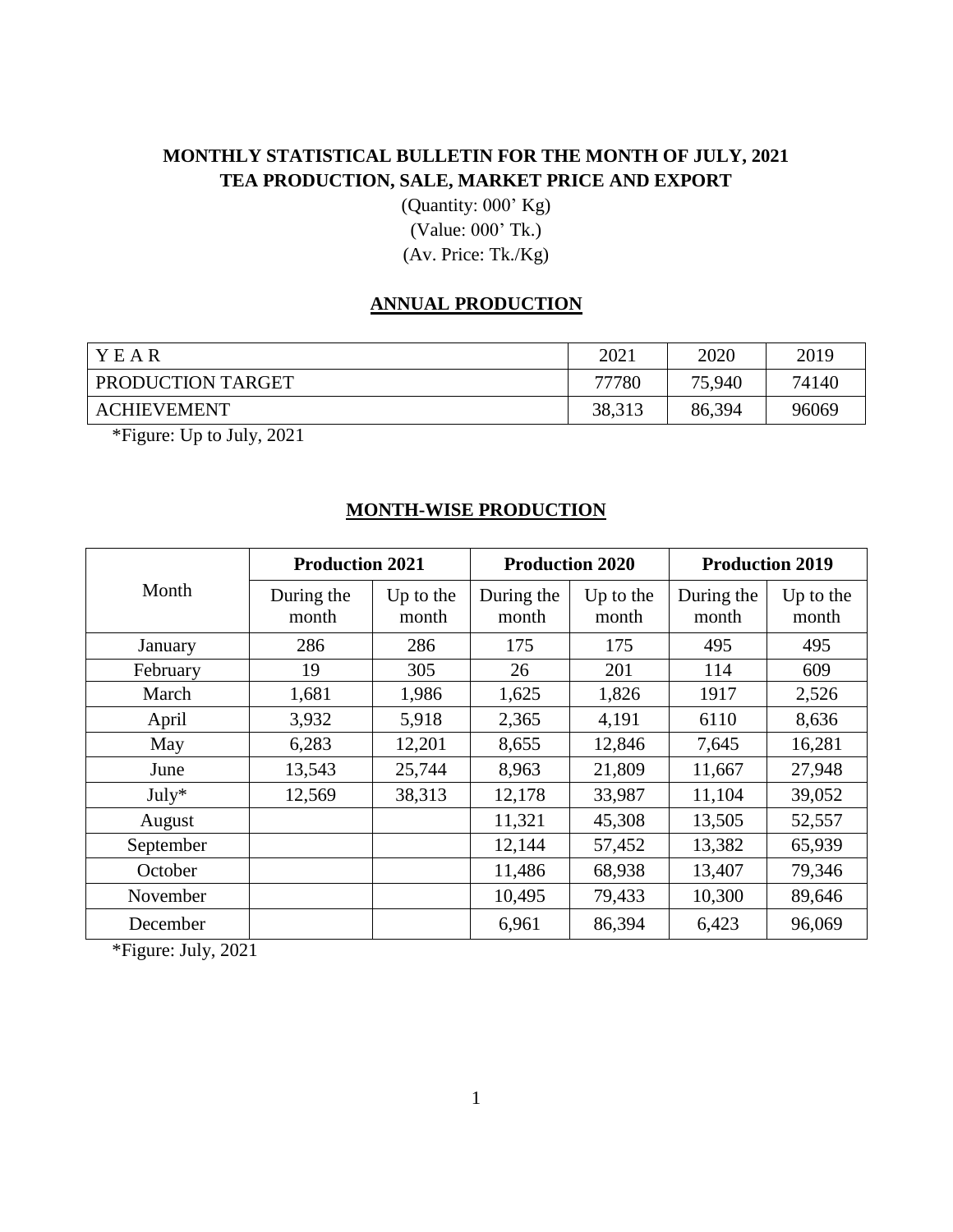**MONTHLY STATISTICAL BULLETIN FOR THE MONTH OF JULY, 2021**
**TEA PRODUCTION, SALE, MARKET PRICE AND EXPORT**

(Quantity: 000' Kg)
(Value: 000' Tk.)
(Av. Price: Tk./Kg)

## ANNUAL PRODUCTION

| Y E A R | 2021 | 2020 | 2019 |
|---|---|---|---|
| PRODUCTION TARGET | 77780 | 75,940 | 74140 |
| ACHIEVEMENT | 38,313 | 86,394 | 96069 |

*Figure: Up to July, 2021

## MONTH-WISE PRODUCTION

| Month | Production 2021 | | Production 2020 | | Production 2019 | |
|---|---|---|---|---|---|---|
| | During the month | Up to the month | During the month | Up to the month | During the month | Up to the month |
| January | 286 | 286 | 175 | 175 | 495 | 495 |
| February | 19 | 305 | 26 | 201 | 114 | 609 |
| March | 1,681 | 1,986 | 1,625 | 1,826 | 1917 | 2,526 |
| April | 3,932 | 5,918 | 2,365 | 4,191 | 6110 | 8,636 |
| May | 6,283 | 12,201 | 8,655 | 12,846 | 7,645 | 16,281 |
| June | 13,543 | 25,744 | 8,963 | 21,809 | 11,667 | 27,948 |
| July* | 12,569 | 38,313 | 12,178 | 33,987 | 11,104 | 39,052 |
| August | | | 11,321 | 45,308 | 13,505 | 52,557 |
| September | | | 12,144 | 57,452 | 13,382 | 65,939 |
| October | | | 11,486 | 68,938 | 13,407 | 79,346 |
| November | | | 10,495 | 79,433 | 10,300 | 89,646 |
| December | | | 6,961 | 86,394 | 6,423 | 96,069 |

*Figure: July, 2021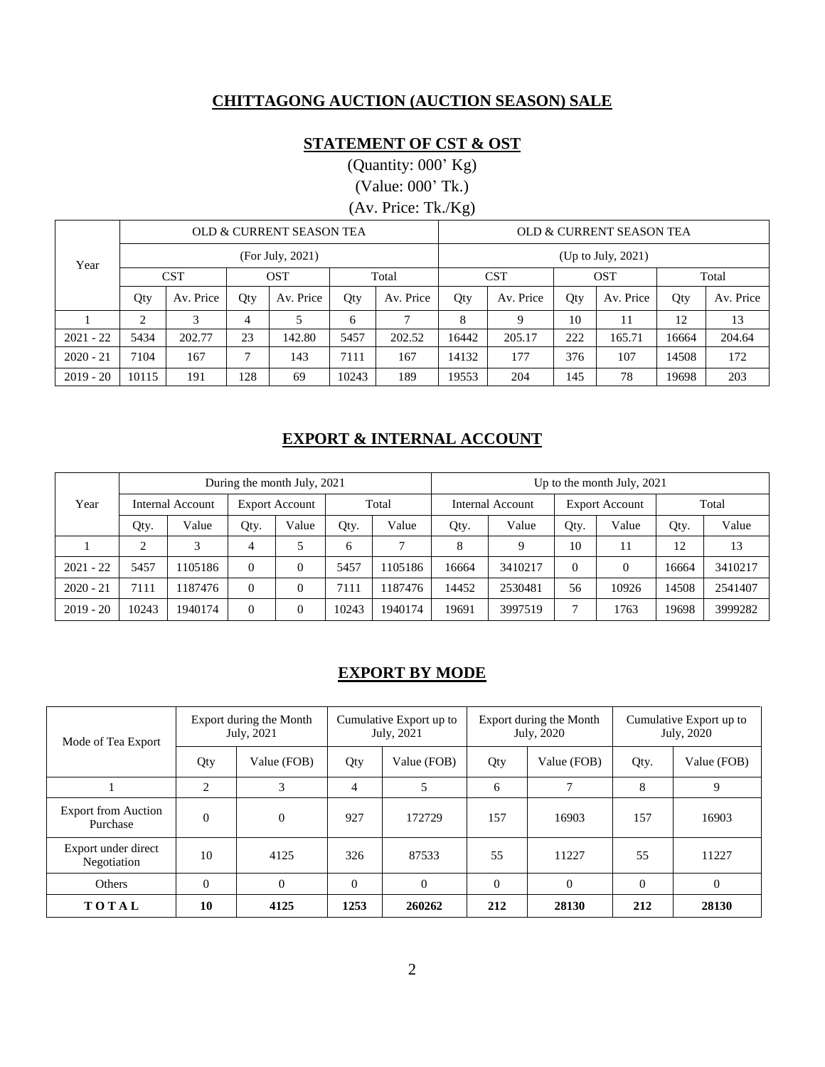## CHITTAGONG AUCTION (AUCTION SEASON) SALE

### STATEMENT OF CST & OST

(Quantity: 000' Kg)

(Value: 000' Tk.)

(Av. Price: Tk./Kg)

| Year | OLD & CURRENT SEASON TEA | | | | | | OLD & CURRENT SEASON TEA | | | | | |
|---|---|---|---|---|---|---|---|---|---|---|---|---|
| | (For July, 2021) | | | | | | (Up to July, 2021) | | | | | |
| | CST | | OST | | Total | | CST | | OST | | Total | |
| | Qty | Av. Price | Qty | Av. Price | Qty | Av. Price | Qty | Av. Price | Qty | Av. Price | Qty | Av. Price |
| 1 | 2 | 3 | 4 | 5 | 6 | 7 | 8 | 9 | 10 | 11 | 12 | 13 |
| 2021 - 22 | 5434 | 202.77 | 23 | 142.80 | 5457 | 202.52 | 16442 | 205.17 | 222 | 165.71 | 16664 | 204.64 |
| 2020 - 21 | 7104 | 167 | 7 | 143 | 7111 | 167 | 14132 | 177 | 376 | 107 | 14508 | 172 |
| 2019 - 20 | 10115 | 191 | 128 | 69 | 10243 | 189 | 19553 | 204 | 145 | 78 | 19698 | 203 |

### EXPORT & INTERNAL ACCOUNT

| Year | During the month July, 2021 | | | | | | Up to the month July, 2021 | | | | | |
|---|---|---|---|---|---|---|---|---|---|---|---|---|
| | Internal Account | | Export Account | | Total | | Internal Account | | Export Account | | Total | |
| | Qty. | Value | Qty. | Value | Qty. | Value | Qty. | Value | Qty. | Value | Qty. | Value |
| 1 | 2 | 3 | 4 | 5 | 6 | 7 | 8 | 9 | 10 | 11 | 12 | 13 |
| 2021 - 22 | 5457 | 1105186 | 0 | 0 | 5457 | 1105186 | 16664 | 3410217 | 0 | 0 | 16664 | 3410217 |
| 2020 - 21 | 7111 | 1187476 | 0 | 0 | 7111 | 1187476 | 14452 | 2530481 | 56 | 10926 | 14508 | 2541407 |
| 2019 - 20 | 10243 | 1940174 | 0 | 0 | 10243 | 1940174 | 19691 | 3997519 | 7 | 1763 | 19698 | 3999282 |

### EXPORT BY MODE

| Mode of Tea Export | Export during the Month July, 2021 | | Cumulative Export up to July, 2021 | | Export during the Month July, 2020 | | Cumulative Export up to July, 2020 | |
|---|---|---|---|---|---|---|---|---|
| | Qty | Value (FOB) | Qty | Value (FOB) | Qty | Value (FOB) | Qty. | Value (FOB) |
| 1 | 2 | 3 | 4 | 5 | 6 | 7 | 8 | 9 |
| Export from Auction Purchase | 0 | 0 | 927 | 172729 | 157 | 16903 | 157 | 16903 |
| Export under direct Negotiation | 10 | 4125 | 326 | 87533 | 55 | 11227 | 55 | 11227 |
| Others | 0 | 0 | 0 | 0 | 0 | 0 | 0 | 0 |
| **T O T A L** | **10** | **4125** | **1253** | **260262** | **212** | **28130** | **212** | **28130** |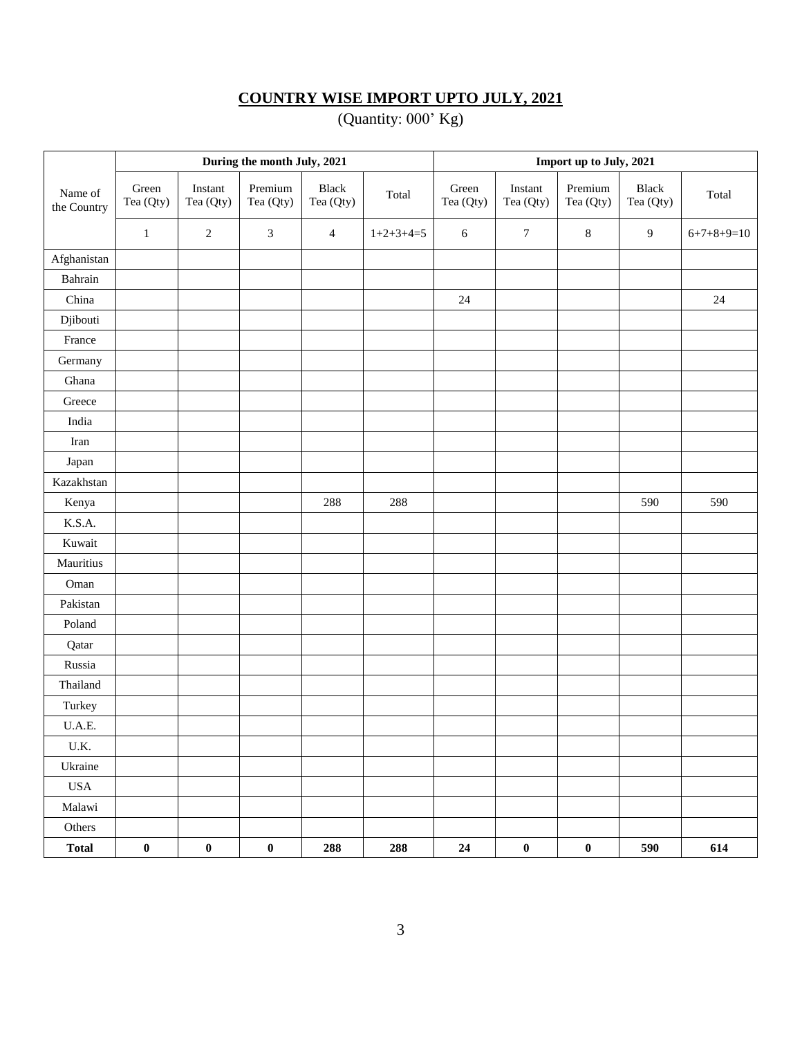## COUNTRY WISE IMPORT UPTO JULY, 2021

(Quantity: 000' Kg)

| Name of the Country | During the month July, 2021 | | | | | Import up to July, 2021 | | | | |
|---|---|---|---|---|---|---|---|---|---|---|
| | Green Tea (Qty) | Instant Tea (Qty) | Premium Tea (Qty) | Black Tea (Qty) | Total | Green Tea (Qty) | Instant Tea (Qty) | Premium Tea (Qty) | Black Tea (Qty) | Total |
| | 1 | 2 | 3 | 4 | 1+2+3+4=5 | 6 | 7 | 8 | 9 | 6+7+8+9=10 |
| Afghanistan | | | | | | | | | | |
| Bahrain | | | | | | | | | | |
| China | | | | | | 24 | | | | 24 |
| Djibouti | | | | | | | | | | |
| France | | | | | | | | | | |
| Germany | | | | | | | | | | |
| Ghana | | | | | | | | | | |
| Greece | | | | | | | | | | |
| India | | | | | | | | | | |
| Iran | | | | | | | | | | |
| Japan | | | | | | | | | | |
| Kazakhstan | | | | | | | | | | |
| Kenya | | | | 288 | 288 | | | | 590 | 590 |
| K.S.A. | | | | | | | | | | |
| Kuwait | | | | | | | | | | |
| Mauritius | | | | | | | | | | |
| Oman | | | | | | | | | | |
| Pakistan | | | | | | | | | | |
| Poland | | | | | | | | | | |
| Qatar | | | | | | | | | | |
| Russia | | | | | | | | | | |
| Thailand | | | | | | | | | | |
| Turkey | | | | | | | | | | |
| U.A.E. | | | | | | | | | | |
| U.K. | | | | | | | | | | |
| Ukraine | | | | | | | | | | |
| USA | | | | | | | | | | |
| Malawi | | | | | | | | | | |
| Others | | | | | | | | | | |
| **Total** | **0** | **0** | **0** | **288** | **288** | **24** | **0** | **0** | **590** | **614** |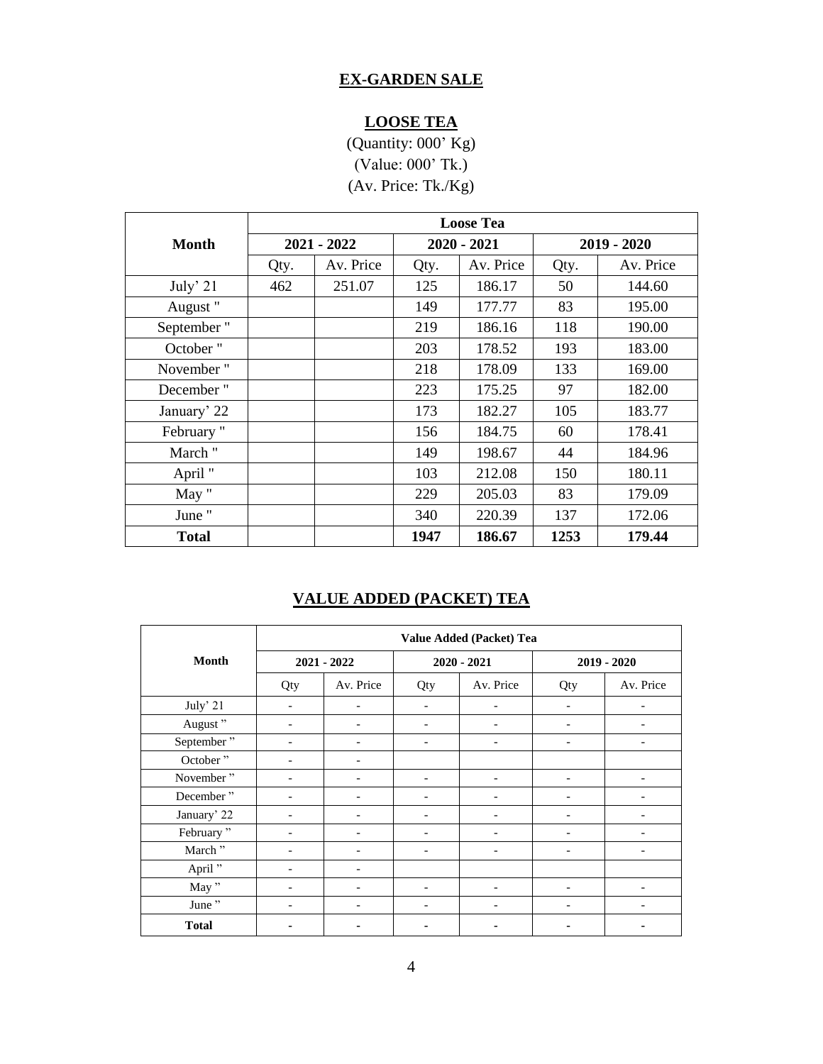## EX-GARDEN SALE

### LOOSE TEA

(Quantity: 000' Kg)
(Value: 000' Tk.)
(Av. Price: Tk./Kg)

| Month | Loose Tea | | | | | |
|---|---|---|---|---|---|---|
| | 2021 - 2022 | | 2020 - 2021 | | 2019 - 2020 | |
| | Qty. | Av. Price | Qty. | Av. Price | Qty. | Av. Price |
| July' 21 | 462 | 251.07 | 125 | 186.17 | 50 | 144.60 |
| August " | | | 149 | 177.77 | 83 | 195.00 |
| September " | | | 219 | 186.16 | 118 | 190.00 |
| October " | | | 203 | 178.52 | 193 | 183.00 |
| November " | | | 218 | 178.09 | 133 | 169.00 |
| December " | | | 223 | 175.25 | 97 | 182.00 |
| January' 22 | | | 173 | 182.27 | 105 | 183.77 |
| February " | | | 156 | 184.75 | 60 | 178.41 |
| March " | | | 149 | 198.67 | 44 | 184.96 |
| April " | | | 103 | 212.08 | 150 | 180.11 |
| May " | | | 229 | 205.03 | 83 | 179.09 |
| June " | | | 340 | 220.39 | 137 | 172.06 |
| **Total** | | | **1947** | **186.67** | **1253** | **179.44** |

### VALUE ADDED (PACKET) TEA

| Month | Value Added (Packet) Tea | | | | | |
|---|---|---|---|---|---|---|
| | 2021 - 2022 | | 2020 - 2021 | | 2019 - 2020 | |
| | Qty | Av. Price | Qty | Av. Price | Qty | Av. Price |
| July' 21 | - | - | - | - | - | - |
| August " | - | - | - | - | - | - |
| September " | - | - | - | - | - | - |
| October " | - | - | | | | |
| November " | - | - | - | - | - | - |
| December " | - | - | - | - | - | - |
| January' 22 | - | - | - | - | - | - |
| February " | - | - | - | - | - | - |
| March " | - | - | - | - | - | - |
| April " | - | - | | | | |
| May " | - | - | - | - | - | - |
| June " | - | - | - | - | - | - |
| **Total** | **-** | **-** | **-** | **-** | **-** | **-** |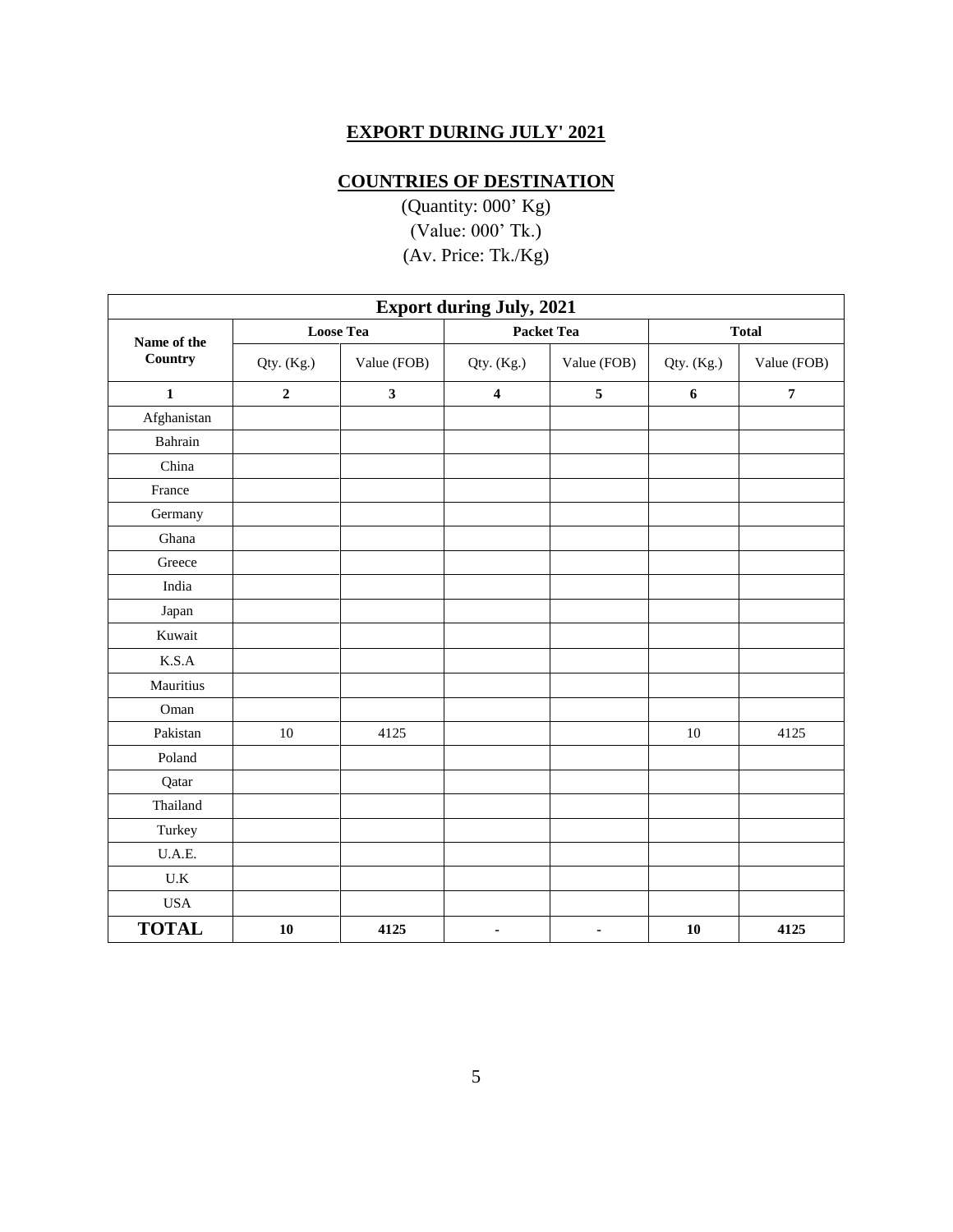## EXPORT DURING JULY' 2021

## COUNTRIES OF DESTINATION

(Quantity: 000’ Kg)
(Value: 000’ Tk.)
(Av. Price: Tk./Kg)

| Export during July, 2021 | | | | | | |
|---|---|---|---|---|---|---|
| Name of the Country | Loose Tea | | Packet Tea | | Total | |
| | Qty. (Kg.) | Value (FOB) | Qty. (Kg.) | Value (FOB) | Qty. (Kg.) | Value (FOB) |
| **1** | **2** | **3** | **4** | **5** | **6** | **7** |
| Afghanistan | | | | | | |
| Bahrain | | | | | | |
| China | | | | | | |
| France | | | | | | |
| Germany | | | | | | |
| Ghana | | | | | | |
| Greece | | | | | | |
| India | | | | | | |
| Japan | | | | | | |
| Kuwait | | | | | | |
| K.S.A | | | | | | |
| Mauritius | | | | | | |
| Oman | | | | | | |
| Pakistan | 10 | 4125 | | | 10 | 4125 |
| Poland | | | | | | |
| Qatar | | | | | | |
| Thailand | | | | | | |
| Turkey | | | | | | |
| U.A.E. | | | | | | |
| U.K | | | | | | |
| USA | | | | | | |
| **TOTAL** | **10** | **4125** | **-** | **-** | **10** | **4125** |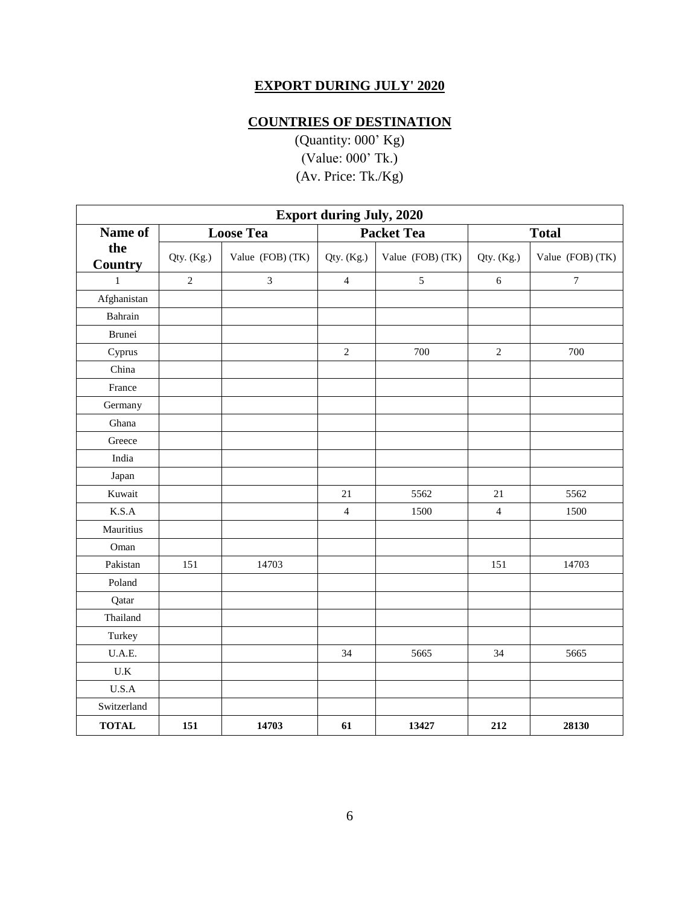## EXPORT DURING JULY' 2020

## COUNTRIES OF DESTINATION

(Quantity: 000' Kg)
(Value: 000' Tk.)
(Av. Price: Tk./Kg)

| Export during July, 2020 | | | | | | |
|---|---|---|---|---|---|---|
| **Name of the Country** | **Loose Tea** | | **Packet Tea** | | **Total** | |
| | Qty. (Kg.) | Value (FOB) (TK) | Qty. (Kg.) | Value (FOB) (TK) | Qty. (Kg.) | Value (FOB) (TK) |
| 1 | 2 | 3 | 4 | 5 | 6 | 7 |
| Afghanistan | | | | | | |
| Bahrain | | | | | | |
| Brunei | | | | | | |
| Cyprus | | | 2 | 700 | 2 | 700 |
| China | | | | | | |
| France | | | | | | |
| Germany | | | | | | |
| Ghana | | | | | | |
| Greece | | | | | | |
| India | | | | | | |
| Japan | | | | | | |
| Kuwait | | | 21 | 5562 | 21 | 5562 |
| K.S.A | | | 4 | 1500 | 4 | 1500 |
| Mauritius | | | | | | |
| Oman | | | | | | |
| Pakistan | 151 | 14703 | | | 151 | 14703 |
| Poland | | | | | | |
| Qatar | | | | | | |
| Thailand | | | | | | |
| Turkey | | | | | | |
| U.A.E. | | | 34 | 5665 | 34 | 5665 |
| U.K | | | | | | |
| U.S.A | | | | | | |
| Switzerland | | | | | | |
| **TOTAL** | **151** | **14703** | **61** | **13427** | **212** | **28130** |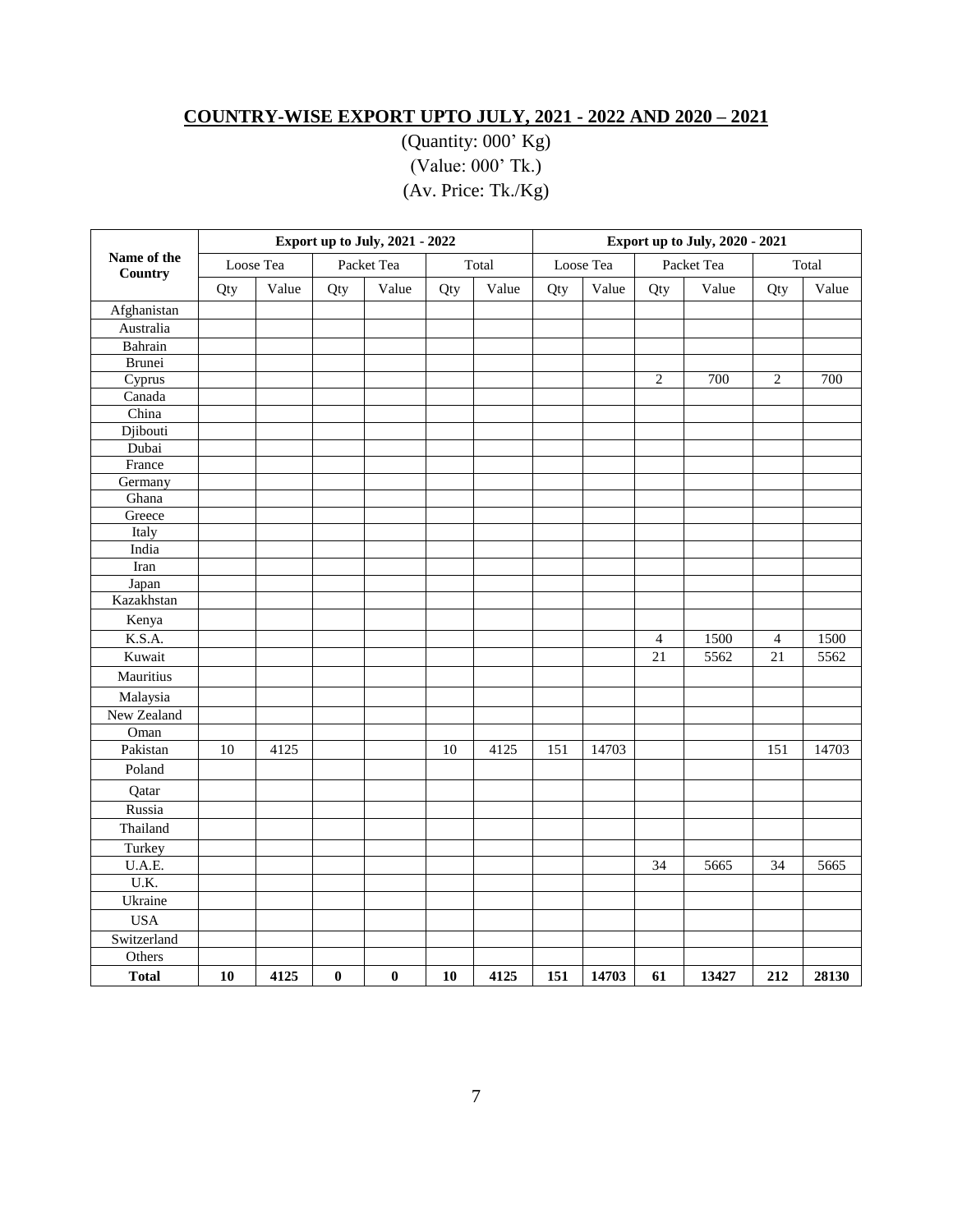## COUNTRY-WISE EXPORT UPTO JULY, 2021 - 2022 AND 2020 – 2021

(Quantity: 000' Kg)
(Value: 000' Tk.)
(Av. Price: Tk./Kg)

| Name of the Country | Export up to July, 2021 - 2022 | | | | | | Export up to July, 2020 - 2021 | | | | | |
|---|---|---|---|---|---|---|---|---|---|---|---|---|
| | Loose Tea | | Packet Tea | | Total | | Loose Tea | | Packet Tea | | Total | |
| | Qty | Value | Qty | Value | Qty | Value | Qty | Value | Qty | Value | Qty | Value |
| Afghanistan | | | | | | | | | | | | |
| Australia | | | | | | | | | | | | |
| Bahrain | | | | | | | | | | | | |
| Brunei | | | | | | | | | | | | |
| Cyprus | | | | | | | | | 2 | 700 | 2 | 700 |
| Canada | | | | | | | | | | | | |
| China | | | | | | | | | | | | |
| Djibouti | | | | | | | | | | | | |
| Dubai | | | | | | | | | | | | |
| France | | | | | | | | | | | | |
| Germany | | | | | | | | | | | | |
| Ghana | | | | | | | | | | | | |
| Greece | | | | | | | | | | | | |
| Italy | | | | | | | | | | | | |
| India | | | | | | | | | | | | |
| Iran | | | | | | | | | | | | |
| Japan | | | | | | | | | | | | |
| Kazakhstan | | | | | | | | | | | | |
| Kenya | | | | | | | | | | | | |
| K.S.A. | | | | | | | | | 4 | 1500 | 4 | 1500 |
| Kuwait | | | | | | | | | 21 | 5562 | 21 | 5562 |
| Mauritius | | | | | | | | | | | | |
| Malaysia | | | | | | | | | | | | |
| New Zealand | | | | | | | | | | | | |
| Oman | | | | | | | | | | | | |
| Pakistan | 10 | 4125 | | | 10 | 4125 | 151 | 14703 | | | 151 | 14703 |
| Poland | | | | | | | | | | | | |
| Qatar | | | | | | | | | | | | |
| Russia | | | | | | | | | | | | |
| Thailand | | | | | | | | | | | | |
| Turkey | | | | | | | | | | | | |
| U.A.E. | | | | | | | | | 34 | 5665 | 34 | 5665 |
| U.K. | | | | | | | | | | | | |
| Ukraine | | | | | | | | | | | | |
| USA | | | | | | | | | | | | |
| Switzerland | | | | | | | | | | | | |
| Others | | | | | | | | | | | | |
| **Total** | **10** | **4125** | **0** | **0** | **10** | **4125** | **151** | **14703** | **61** | **13427** | **212** | **28130** |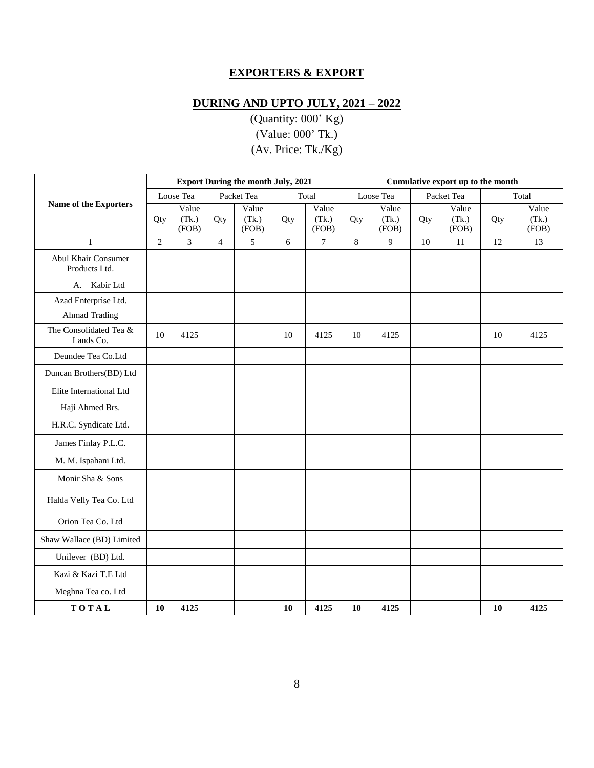## EXPORTERS & EXPORT

## DURING AND UPTO JULY, 2021 – 2022

(Quantity: 000' Kg)
(Value: 000' Tk.)
(Av. Price: Tk./Kg)

| Name of the Exporters | Export During the month July, 2021 | | | | | | Cumulative export up to the month | | | | | |
|---|---|---|---|---|---|---|---|---|---|---|---|---|
| | Loose Tea | | Packet Tea | | Total | | Loose Tea | | Packet Tea | | Total | |
| | Qty | Value (Tk.) (FOB) | Qty | Value (Tk.) (FOB) | Qty | Value (Tk.) (FOB) | Qty | Value (Tk.) (FOB) | Qty | Value (Tk.) (FOB) | Qty | Value (Tk.) (FOB) |
| 1 | 2 | 3 | 4 | 5 | 6 | 7 | 8 | 9 | 10 | 11 | 12 | 13 |
| Abul Khair Consumer Products Ltd. | | | | | | | | | | | | |
| A. Kabir Ltd | | | | | | | | | | | | |
| Azad Enterprise Ltd. | | | | | | | | | | | | |
| Ahmad Trading | | | | | | | | | | | | |
| The Consolidated Tea & Lands Co. | 10 | 4125 | | | 10 | 4125 | 10 | 4125 | | | 10 | 4125 |
| Deundee Tea Co.Ltd | | | | | | | | | | | | |
| Duncan Brothers(BD) Ltd | | | | | | | | | | | | |
| Elite International Ltd | | | | | | | | | | | | |
| Haji Ahmed Brs. | | | | | | | | | | | | |
| H.R.C. Syndicate Ltd. | | | | | | | | | | | | |
| James Finlay P.L.C. | | | | | | | | | | | | |
| M. M. Ispahani Ltd. | | | | | | | | | | | | |
| Monir Sha & Sons | | | | | | | | | | | | |
| Halda Velly Tea Co. Ltd | | | | | | | | | | | | |
| Orion Tea Co. Ltd | | | | | | | | | | | | |
| Shaw Wallace (BD) Limited | | | | | | | | | | | | |
| Unilever (BD) Ltd. | | | | | | | | | | | | |
| Kazi & Kazi T.E Ltd | | | | | | | | | | | | |
| Meghna Tea co. Ltd | | | | | | | | | | | | |
| **TOTAL** | **10** | **4125** | | | **10** | **4125** | **10** | **4125** | | | **10** | **4125** |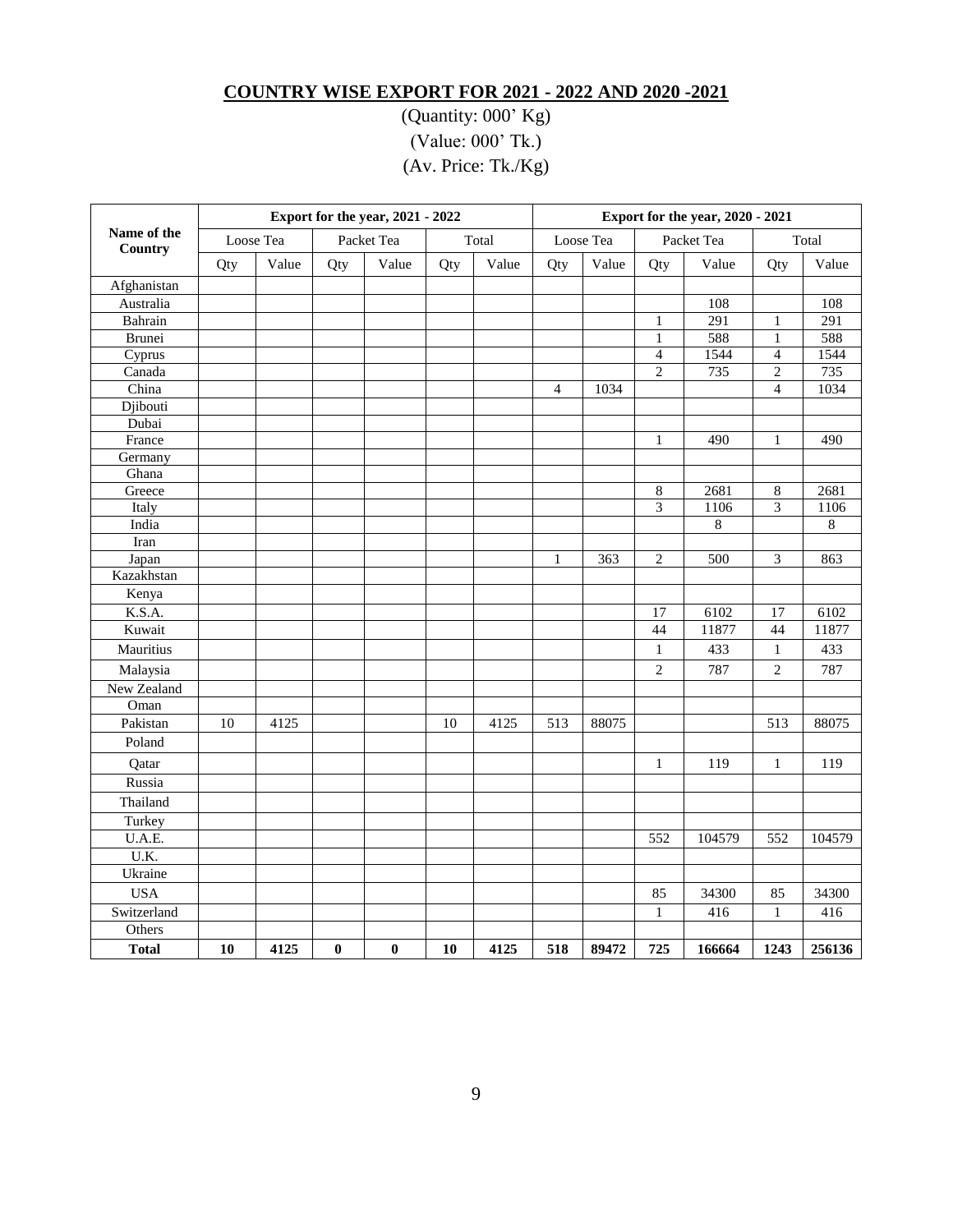# COUNTRY WISE EXPORT FOR 2021 - 2022 AND 2020 -2021

(Quantity: 000' Kg)

(Value: 000' Tk.)

(Av. Price: Tk./Kg)

| Name of the Country | Export for the year, 2021 - 2022 | | | | | | Export for the year, 2020 - 2021 | | | | | |
|---|---|---|---|---|---|---|---|---|---|---|---|---|
| | Loose Tea | | Packet Tea | | Total | | Loose Tea | | Packet Tea | | Total | |
| | Qty | Value | Qty | Value | Qty | Value | Qty | Value | Qty | Value | Qty | Value |
| Afghanistan | | | | | | | | | | | | |
| Australia | | | | | | | | | | 108 | | 108 |
| Bahrain | | | | | | | | | 1 | 291 | 1 | 291 |
| Brunei | | | | | | | | | 1 | 588 | 1 | 588 |
| Cyprus | | | | | | | | | 4 | 1544 | 4 | 1544 |
| Canada | | | | | | | | | 2 | 735 | 2 | 735 |
| China | | | | | | | 4 | 1034 | | | 4 | 1034 |
| Djibouti | | | | | | | | | | | | |
| Dubai | | | | | | | | | | | | |
| France | | | | | | | | | 1 | 490 | 1 | 490 |
| Germany | | | | | | | | | | | | |
| Ghana | | | | | | | | | | | | |
| Greece | | | | | | | | | 8 | 2681 | 8 | 2681 |
| Italy | | | | | | | | | 3 | 1106 | 3 | 1106 |
| India | | | | | | | | | | 8 | | 8 |
| Iran | | | | | | | | | | | | |
| Japan | | | | | | | 1 | 363 | 2 | 500 | 3 | 863 |
| Kazakhstan | | | | | | | | | | | | |
| Kenya | | | | | | | | | | | | |
| K.S.A. | | | | | | | | | 17 | 6102 | 17 | 6102 |
| Kuwait | | | | | | | | | 44 | 11877 | 44 | 11877 |
| Mauritius | | | | | | | | | 1 | 433 | 1 | 433 |
| Malaysia | | | | | | | | | 2 | 787 | 2 | 787 |
| New Zealand | | | | | | | | | | | | |
| Oman | | | | | | | | | | | | |
| Pakistan | 10 | 4125 | | | 10 | 4125 | 513 | 88075 | | | 513 | 88075 |
| Poland | | | | | | | | | | | | |
| Qatar | | | | | | | | | 1 | 119 | 1 | 119 |
| Russia | | | | | | | | | | | | |
| Thailand | | | | | | | | | | | | |
| Turkey | | | | | | | | | | | | |
| U.A.E. | | | | | | | | | 552 | 104579 | 552 | 104579 |
| U.K. | | | | | | | | | | | | |
| Ukraine | | | | | | | | | | | | |
| USA | | | | | | | | | 85 | 34300 | 85 | 34300 |
| Switzerland | | | | | | | | | 1 | 416 | 1 | 416 |
| Others | | | | | | | | | | | | |
| **Total** | **10** | **4125** | **0** | **0** | **10** | **4125** | **518** | **89472** | **725** | **166664** | **1243** | **256136** |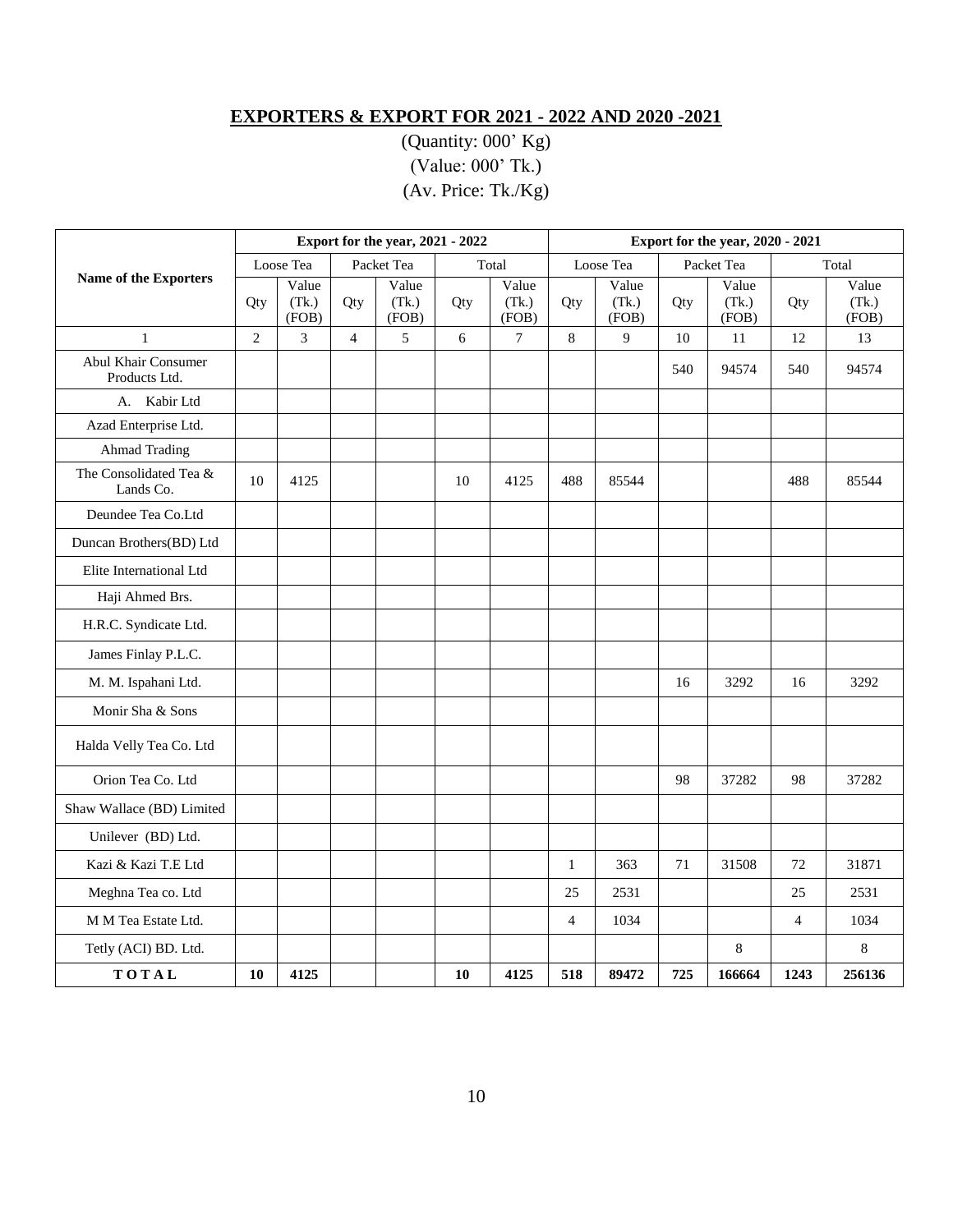## EXPORTERS & EXPORT FOR 2021 - 2022 AND 2020 -2021

(Quantity: 000' Kg)
(Value: 000' Tk.)
(Av. Price: Tk./Kg)

| Name of the Exporters | Export for the year, 2021 - 2022 | | | | | | Export for the year, 2020 - 2021 | | | | | |
|---|---|---|---|---|---|---|---|---|---|---|---|---|
| | Loose Tea | | Packet Tea | | Total | | Loose Tea | | Packet Tea | | Total | |
| | Qty | Value (Tk.) (FOB) | Qty | Value (Tk.) (FOB) | Qty | Value (Tk.) (FOB) | Qty | Value (Tk.) (FOB) | Qty | Value (Tk.) (FOB) | Qty | Value (Tk.) (FOB) |
| 1 | 2 | 3 | 4 | 5 | 6 | 7 | 8 | 9 | 10 | 11 | 12 | 13 |
| Abul Khair Consumer Products Ltd. | | | | | | | | | 540 | 94574 | 540 | 94574 |
| A. Kabir Ltd | | | | | | | | | | | | |
| Azad Enterprise Ltd. | | | | | | | | | | | | |
| Ahmad Trading | | | | | | | | | | | | |
| The Consolidated Tea & Lands Co. | 10 | 4125 | | | 10 | 4125 | 488 | 85544 | | | 488 | 85544 |
| Deundee Tea Co.Ltd | | | | | | | | | | | | |
| Duncan Brothers(BD) Ltd | | | | | | | | | | | | |
| Elite International Ltd | | | | | | | | | | | | |
| Haji Ahmed Brs. | | | | | | | | | | | | |
| H.R.C. Syndicate Ltd. | | | | | | | | | | | | |
| James Finlay P.L.C. | | | | | | | | | | | | |
| M. M. Ispahani Ltd. | | | | | | | | | 16 | 3292 | 16 | 3292 |
| Monir Sha & Sons | | | | | | | | | | | | |
| Halda Velly Tea Co. Ltd | | | | | | | | | | | | |
| Orion Tea Co. Ltd | | | | | | | | | 98 | 37282 | 98 | 37282 |
| Shaw Wallace (BD) Limited | | | | | | | | | | | | |
| Unilever (BD) Ltd. | | | | | | | | | | | | |
| Kazi & Kazi T.E Ltd | | | | | | | 1 | 363 | 71 | 31508 | 72 | 31871 |
| Meghna Tea co. Ltd | | | | | | | 25 | 2531 | | | 25 | 2531 |
| M M Tea Estate Ltd. | | | | | | | 4 | 1034 | | | 4 | 1034 |
| Tetly (ACI) BD. Ltd. | | | | | | | | | | 8 | | 8 |
| **TOTAL** | **10** | **4125** | | | **10** | **4125** | **518** | **89472** | **725** | **166664** | **1243** | **256136** |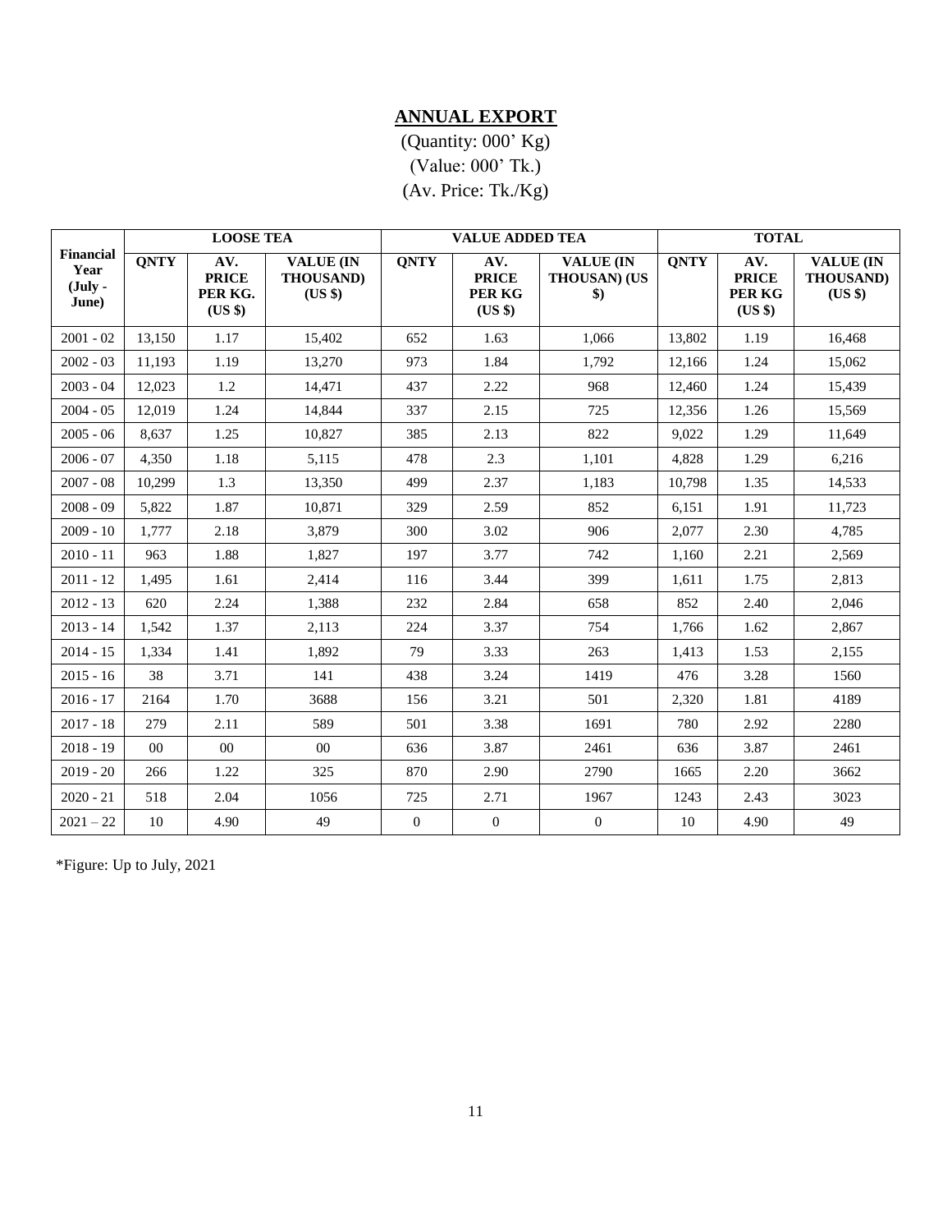## ANNUAL EXPORT

(Quantity: 000' Kg)
(Value: 000' Tk.)
(Av. Price: Tk./Kg)

| Financial Year (July - June) | LOOSE TEA | | | VALUE ADDED TEA | | | TOTAL | | |
|---|---|---|---|---|---|---|---|---|---|
| | QNTY | AV. PRICE PER KG. (US $) | VALUE (IN THOUSAND) (US $) | QNTY | AV. PRICE PER KG (US $) | VALUE (IN THOUSAN) (US $) | QNTY | AV. PRICE PER KG (US $) | VALUE (IN THOUSAND) (US $) |
| 2001 - 02 | 13,150 | 1.17 | 15,402 | 652 | 1.63 | 1,066 | 13,802 | 1.19 | 16,468 |
| 2002 - 03 | 11,193 | 1.19 | 13,270 | 973 | 1.84 | 1,792 | 12,166 | 1.24 | 15,062 |
| 2003 - 04 | 12,023 | 1.2 | 14,471 | 437 | 2.22 | 968 | 12,460 | 1.24 | 15,439 |
| 2004 - 05 | 12,019 | 1.24 | 14,844 | 337 | 2.15 | 725 | 12,356 | 1.26 | 15,569 |
| 2005 - 06 | 8,637 | 1.25 | 10,827 | 385 | 2.13 | 822 | 9,022 | 1.29 | 11,649 |
| 2006 - 07 | 4,350 | 1.18 | 5,115 | 478 | 2.3 | 1,101 | 4,828 | 1.29 | 6,216 |
| 2007 - 08 | 10,299 | 1.3 | 13,350 | 499 | 2.37 | 1,183 | 10,798 | 1.35 | 14,533 |
| 2008 - 09 | 5,822 | 1.87 | 10,871 | 329 | 2.59 | 852 | 6,151 | 1.91 | 11,723 |
| 2009 - 10 | 1,777 | 2.18 | 3,879 | 300 | 3.02 | 906 | 2,077 | 2.30 | 4,785 |
| 2010 - 11 | 963 | 1.88 | 1,827 | 197 | 3.77 | 742 | 1,160 | 2.21 | 2,569 |
| 2011 - 12 | 1,495 | 1.61 | 2,414 | 116 | 3.44 | 399 | 1,611 | 1.75 | 2,813 |
| 2012 - 13 | 620 | 2.24 | 1,388 | 232 | 2.84 | 658 | 852 | 2.40 | 2,046 |
| 2013 - 14 | 1,542 | 1.37 | 2,113 | 224 | 3.37 | 754 | 1,766 | 1.62 | 2,867 |
| 2014 - 15 | 1,334 | 1.41 | 1,892 | 79 | 3.33 | 263 | 1,413 | 1.53 | 2,155 |
| 2015 - 16 | 38 | 3.71 | 141 | 438 | 3.24 | 1419 | 476 | 3.28 | 1560 |
| 2016 - 17 | 2164 | 1.70 | 3688 | 156 | 3.21 | 501 | 2,320 | 1.81 | 4189 |
| 2017 - 18 | 279 | 2.11 | 589 | 501 | 3.38 | 1691 | 780 | 2.92 | 2280 |
| 2018 - 19 | 00 | 00 | 00 | 636 | 3.87 | 2461 | 636 | 3.87 | 2461 |
| 2019 - 20 | 266 | 1.22 | 325 | 870 | 2.90 | 2790 | 1665 | 2.20 | 3662 |
| 2020 - 21 | 518 | 2.04 | 1056 | 725 | 2.71 | 1967 | 1243 | 2.43 | 3023 |
| 2021 – 22 | 10 | 4.90 | 49 | 0 | 0 | 0 | 10 | 4.90 | 49 |

*Figure: Up to July, 2021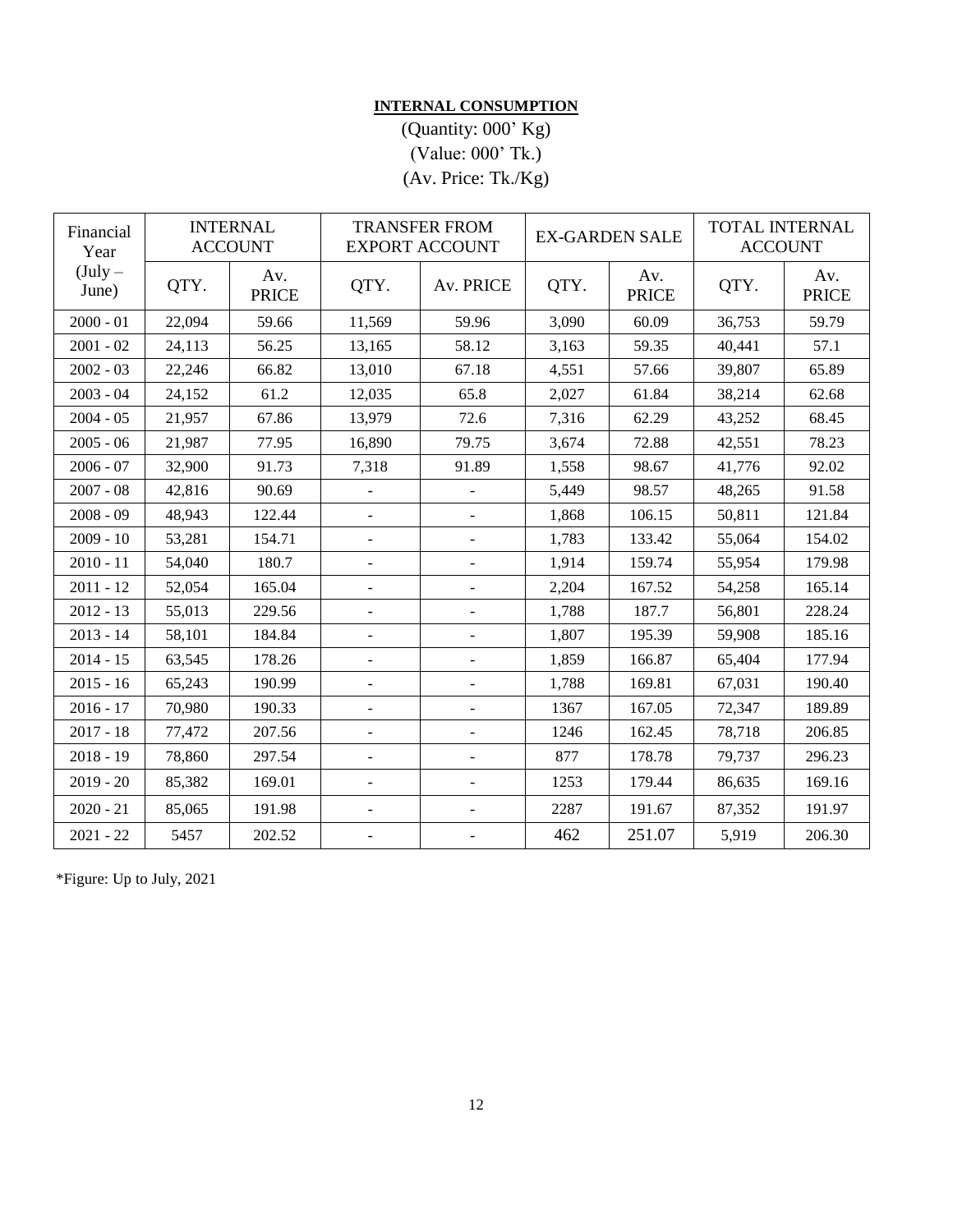**INTERNAL CONSUMPTION**

(Quantity: 000' Kg)
(Value: 000' Tk.)
(Av. Price: Tk./Kg)

| Financial Year (July – June) | INTERNAL ACCOUNT | | TRANSFER FROM EXPORT ACCOUNT | | EX-GARDEN SALE | | TOTAL INTERNAL ACCOUNT | |
|---|---|---|---|---|---|---|---|---|
| | QTY. | Av. PRICE | QTY. | Av. PRICE | QTY. | Av. PRICE | QTY. | Av. PRICE |
| 2000 - 01 | 22,094 | 59.66 | 11,569 | 59.96 | 3,090 | 60.09 | 36,753 | 59.79 |
| 2001 - 02 | 24,113 | 56.25 | 13,165 | 58.12 | 3,163 | 59.35 | 40,441 | 57.1 |
| 2002 - 03 | 22,246 | 66.82 | 13,010 | 67.18 | 4,551 | 57.66 | 39,807 | 65.89 |
| 2003 - 04 | 24,152 | 61.2 | 12,035 | 65.8 | 2,027 | 61.84 | 38,214 | 62.68 |
| 2004 - 05 | 21,957 | 67.86 | 13,979 | 72.6 | 7,316 | 62.29 | 43,252 | 68.45 |
| 2005 - 06 | 21,987 | 77.95 | 16,890 | 79.75 | 3,674 | 72.88 | 42,551 | 78.23 |
| 2006 - 07 | 32,900 | 91.73 | 7,318 | 91.89 | 1,558 | 98.67 | 41,776 | 92.02 |
| 2007 - 08 | 42,816 | 90.69 | - | - | 5,449 | 98.57 | 48,265 | 91.58 |
| 2008 - 09 | 48,943 | 122.44 | - | - | 1,868 | 106.15 | 50,811 | 121.84 |
| 2009 - 10 | 53,281 | 154.71 | - | - | 1,783 | 133.42 | 55,064 | 154.02 |
| 2010 - 11 | 54,040 | 180.7 | - | - | 1,914 | 159.74 | 55,954 | 179.98 |
| 2011 - 12 | 52,054 | 165.04 | - | - | 2,204 | 167.52 | 54,258 | 165.14 |
| 2012 - 13 | 55,013 | 229.56 | - | - | 1,788 | 187.7 | 56,801 | 228.24 |
| 2013 - 14 | 58,101 | 184.84 | - | - | 1,807 | 195.39 | 59,908 | 185.16 |
| 2014 - 15 | 63,545 | 178.26 | - | - | 1,859 | 166.87 | 65,404 | 177.94 |
| 2015 - 16 | 65,243 | 190.99 | - | - | 1,788 | 169.81 | 67,031 | 190.40 |
| 2016 - 17 | 70,980 | 190.33 | - | - | 1367 | 167.05 | 72,347 | 189.89 |
| 2017 - 18 | 77,472 | 207.56 | - | - | 1246 | 162.45 | 78,718 | 206.85 |
| 2018 - 19 | 78,860 | 297.54 | - | - | 877 | 178.78 | 79,737 | 296.23 |
| 2019 - 20 | 85,382 | 169.01 | - | - | 1253 | 179.44 | 86,635 | 169.16 |
| 2020 - 21 | 85,065 | 191.98 | - | - | 2287 | 191.67 | 87,352 | 191.97 |
| 2021 - 22 | 5457 | 202.52 | - | - | 462 | 251.07 | 5,919 | 206.30 |

*Figure: Up to July, 2021